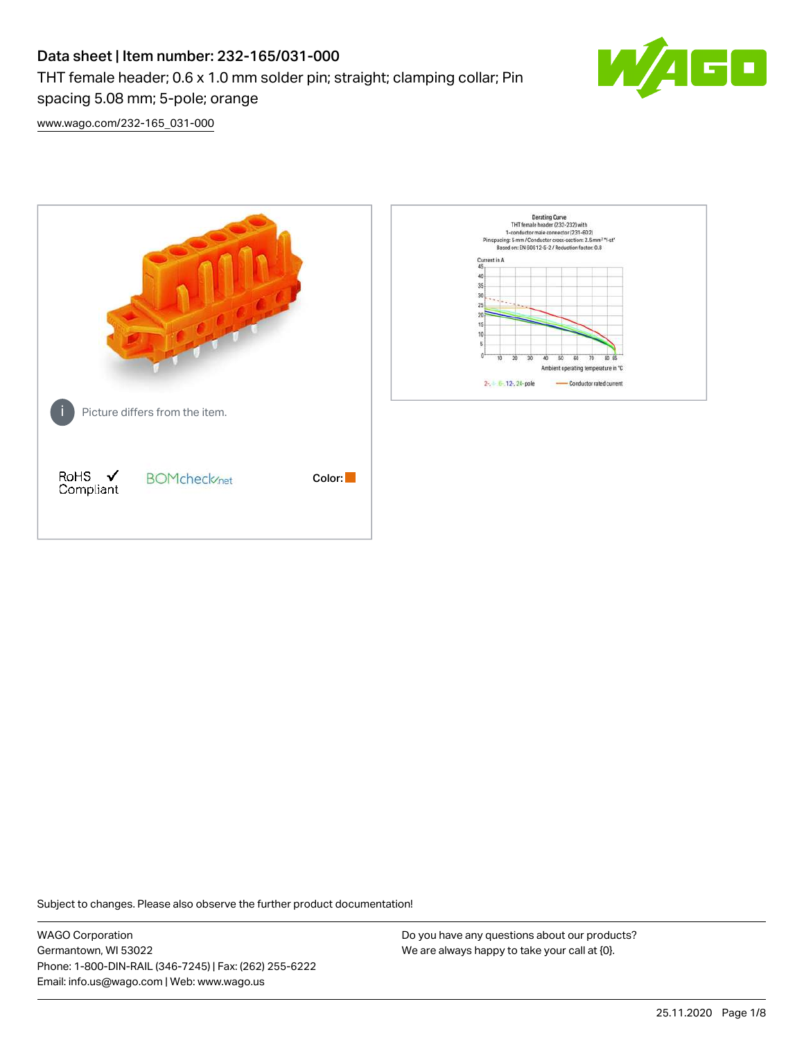# Data sheet | Item number: 232-165/031-000

THT female header; 0.6 x 1.0 mm solder pin; straight; clamping collar; Pin spacing 5.08 mm; 5-pole; orange

[www.wago.com/232-165_031-000](www.wago.com/232-165_031-000)

Picture differs from the item.

RoHS ✓ Compliant

BOMcheck.net

Color:

Derating Curve
THT female header (232-232) with
1-conductor male connector (231-602)
Pin spacing: 5 mm / Conductor cross-section: 2.5 mm² "l-st"
Based on: EN 60512-5-2 / Reduction factor: 0.8

Current in A

Ambient operating temperature in °C

2-, 4-, 6-, 12-, 24-pole — Conductor rated current

Subject to changes. Please also observe the further product documentation!

WAGO Corporation
Germantown, WI 53022
Phone: 1-800-DIN-RAIL (346-7245) | Fax: (262) 255-6222
Email: info.us@wago.com | Web: www.wago.us

Do you have any questions about our products?
We are always happy to take your call at {0}.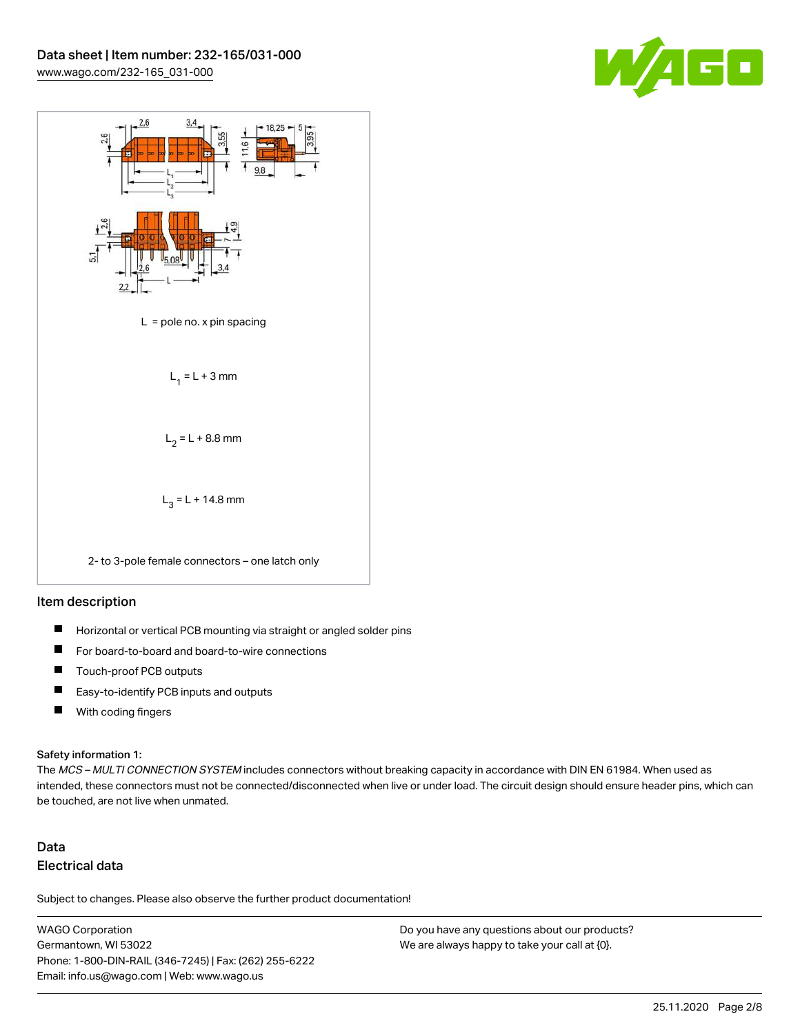L = pole no. x pin spacing

$L_1 = L + 3$ mm

$L_2 = L + 8.8$ mm

$L_3 = L + 14.8$ mm

2- to 3-pole female connectors – one latch only

## Item description

- Horizontal or vertical PCB mounting via straight or angled solder pins
- For board-to-board and board-to-wire connections
- Touch-proof PCB outputs
- Easy-to-identify PCB inputs and outputs
- With coding fingers

### Safety information 1:

The *MCS – MULTI CONNECTION SYSTEM* includes connectors without breaking capacity in accordance with DIN EN 61984. When used as intended, these connectors must not be connected/disconnected when live or under load. The circuit design should ensure header pins, which can be touched, are not live when unmated.

## Data

### Electrical data

Subject to changes. Please also observe the further product documentation!

WAGO Corporation
Germantown, WI 53022
Phone: 1-800-DIN-RAIL (346-7245) | Fax: (262) 255-6222
Email: info.us@wago.com | Web: www.wago.us

Do you have any questions about our products?
We are always happy to take your call at {0}.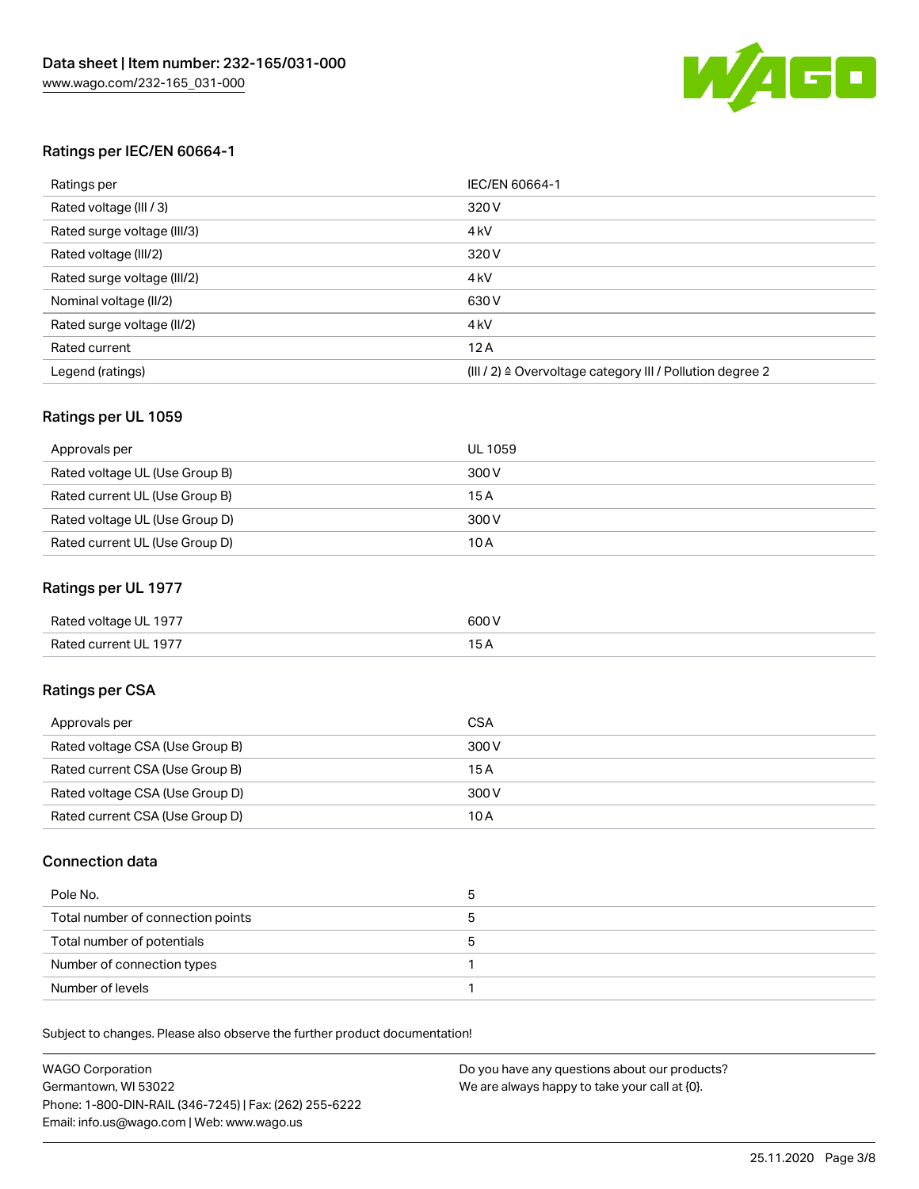## Ratings per IEC/EN 60664-1

| Ratings per | IEC/EN 60664-1 |
| --- | --- |
| Rated voltage (III / 3) | 320 V |
| Rated surge voltage (III/3) | 4 kV |
| Rated voltage (III/2) | 320 V |
| Rated surge voltage (III/2) | 4 kV |
| Nominal voltage (II/2) | 630 V |
| Rated surge voltage (II/2) | 4 kV |
| Rated current | 12 A |
| Legend (ratings) | (III / 2) ≙ Overvoltage category III / Pollution degree 2 |

## Ratings per UL 1059

| Approvals per | UL 1059 |
| --- | --- |
| Rated voltage UL (Use Group B) | 300 V |
| Rated current UL (Use Group B) | 15 A |
| Rated voltage UL (Use Group D) | 300 V |
| Rated current UL (Use Group D) | 10 A |

## Ratings per UL 1977

| | |
| --- | --- |
| Rated voltage UL 1977 | 600 V |
| Rated current UL 1977 | 15 A |

## Ratings per CSA

| Approvals per | CSA |
| --- | --- |
| Rated voltage CSA (Use Group B) | 300 V |
| Rated current CSA (Use Group B) | 15 A |
| Rated voltage CSA (Use Group D) | 300 V |
| Rated current CSA (Use Group D) | 10 A |

## Connection data

| | |
| --- | --- |
| Pole No. | 5 |
| Total number of connection points | 5 |
| Total number of potentials | 5 |
| Number of connection types | 1 |
| Number of levels | 1 |

Subject to changes. Please also observe the further product documentation!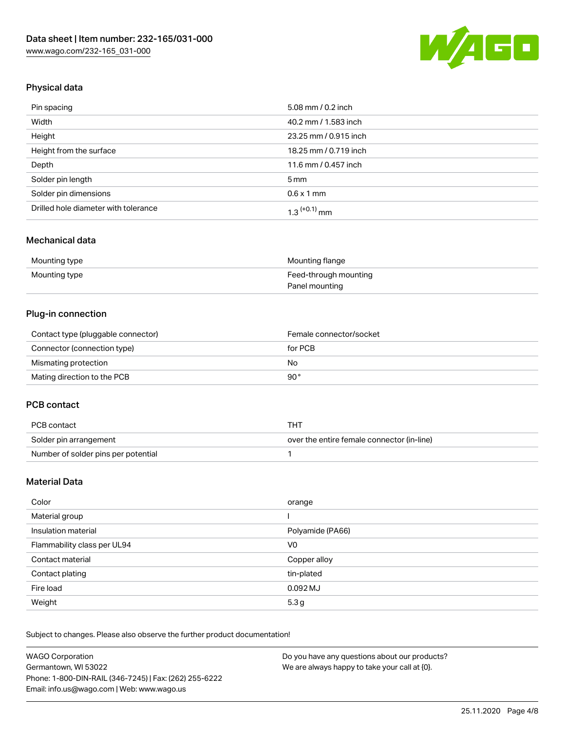## Physical data

| | |
|---|---|
| Pin spacing | 5.08 mm / 0.2 inch |
| Width | 40.2 mm / 1.583 inch |
| Height | 23.25 mm / 0.915 inch |
| Height from the surface | 18.25 mm / 0.719 inch |
| Depth | 11.6 mm / 0.457 inch |
| Solder pin length | 5 mm |
| Solder pin dimensions | 0.6 x 1 mm |
| Drilled hole diameter with tolerance | $1.3^{(+0.1)}$ mm |

## Mechanical data

| | |
|---|---|
| Mounting type | Mounting flange |
| Mounting type | Feed-through mounting<br>Panel mounting |

## Plug-in connection

| | |
|---|---|
| Contact type (pluggable connector) | Female connector/socket |
| Connector (connection type) | for PCB |
| Mismating protection | No |
| Mating direction to the PCB | 90° |

## PCB contact

| | |
|---|---|
| PCB contact | THT |
| Solder pin arrangement | over the entire female connector (in-line) |
| Number of solder pins per potential | 1 |

## Material Data

| | |
|---|---|
| Color | orange |
| Material group | I |
| Insulation material | Polyamide (PA66) |
| Flammability class per UL94 | V0 |
| Contact material | Copper alloy |
| Contact plating | tin-plated |
| Fire load | 0.092 MJ |
| Weight | 5.3 g |

Subject to changes. Please also observe the further product documentation!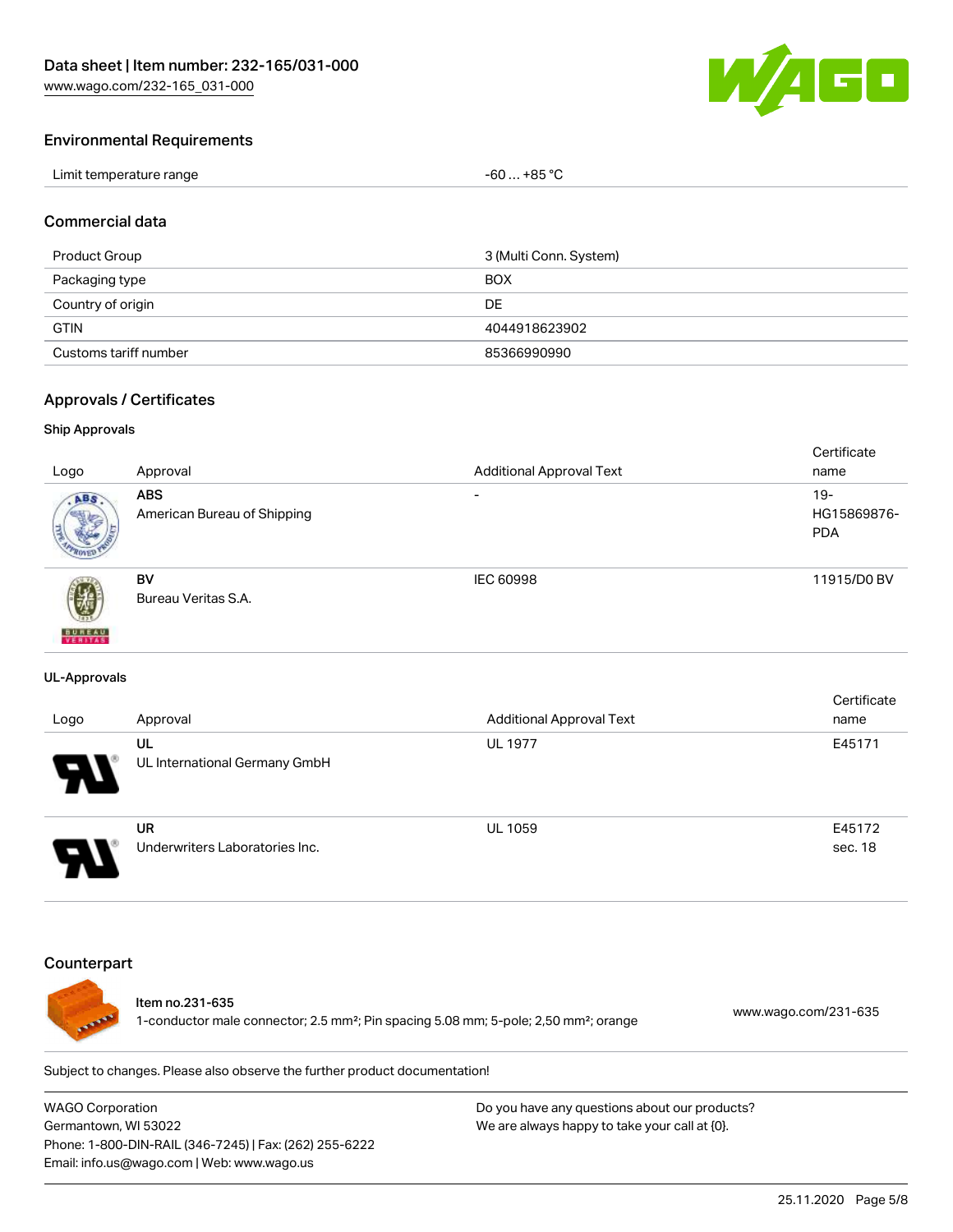## Environmental Requirements

| Limit temperature range | -60 … +85 °C |
| --- | --- |

## Commercial data

| Product Group | 3 (Multi Conn. System) |
| --- | --- |
| Packaging type | BOX |
| Country of origin | DE |
| GTIN | 4044918623902 |
| Customs tariff number | 85366990990 |

## Approvals / Certificates

### Ship Approvals

| Logo | Approval | Additional Approval Text | Certificate name |
| --- | --- | --- | --- |
| | **ABS** American Bureau of Shipping | - | 19-HG15869876-PDA |
| | **BV** Bureau Veritas S.A. | IEC 60998 | 11915/D0 BV |

### UL-Approvals

| Logo | Approval | Additional Approval Text | Certificate name |
| --- | --- | --- | --- |
| | **UL** UL International Germany GmbH | UL 1977 | E45171 |
| | **UR** Underwriters Laboratories Inc. | UL 1059 | E45172 sec. 18 |

## Counterpart

Item no.231-635
1-conductor male connector; 2.5 mm²; Pin spacing 5.08 mm; 5-pole; 2,50 mm²; orange — www.wago.com/231-635

Subject to changes. Please also observe the further product documentation!

WAGO Corporation
Germantown, WI 53022
Phone: 1-800-DIN-RAIL (346-7245) | Fax: (262) 255-6222
Email: info.us@wago.com | Web: www.wago.us

Do you have any questions about our products?
We are always happy to take your call at {0}.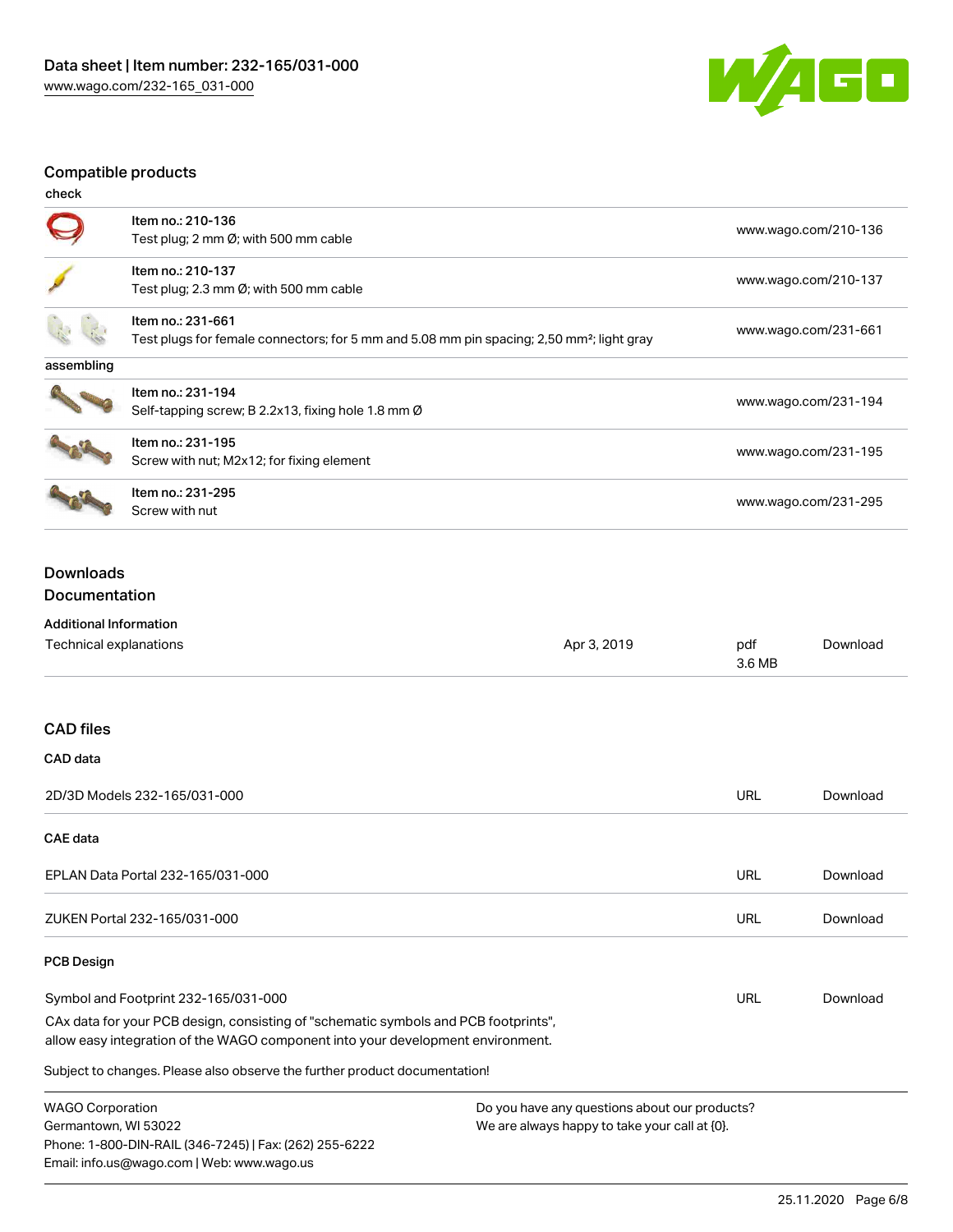## Compatible products

**check**

| Item | Description | Link |
| --- | --- | --- |
| Item no.: 210-136 | Test plug; 2 mm Ø; with 500 mm cable | www.wago.com/210-136 |
| Item no.: 210-137 | Test plug; 2.3 mm Ø; with 500 mm cable | www.wago.com/210-137 |
| Item no.: 231-661 | Test plugs for female connectors; for 5 mm and 5.08 mm pin spacing; 2,50 mm²; light gray | www.wago.com/231-661 |

**assembling**

| Item | Description | Link |
| --- | --- | --- |
| Item no.: 231-194 | Self-tapping screw; B 2.2x13, fixing hole 1.8 mm Ø | www.wago.com/231-194 |
| Item no.: 231-195 | Screw with nut; M2x12; for fixing element | www.wago.com/231-195 |
| Item no.: 231-295 | Screw with nut | www.wago.com/231-295 |

## Downloads

### Documentation

**Additional Information**

| | | | |
| --- | --- | --- | --- |
| Technical explanations | Apr 3, 2019 | pdf 3.6 MB | Download |

## CAD files

**CAD data**

| | | |
| --- | --- | --- |
| 2D/3D Models 232-165/031-000 | URL | Download |

**CAE data**

| | | |
| --- | --- | --- |
| EPLAN Data Portal 232-165/031-000 | URL | Download |
| ZUKEN Portal 232-165/031-000 | URL | Download |

**PCB Design**

| | | |
| --- | --- | --- |
| Symbol and Footprint 232-165/031-000 | URL | Download |

CAx data for your PCB design, consisting of "schematic symbols and PCB footprints", allow easy integration of the WAGO component into your development environment.

Subject to changes. Please also observe the further product documentation!

WAGO Corporation
Germantown, WI 53022
Phone: 1-800-DIN-RAIL (346-7245) | Fax: (262) 255-6222
Email: info.us@wago.com | Web: www.wago.us

Do you have any questions about our products?
We are always happy to take your call at {0}.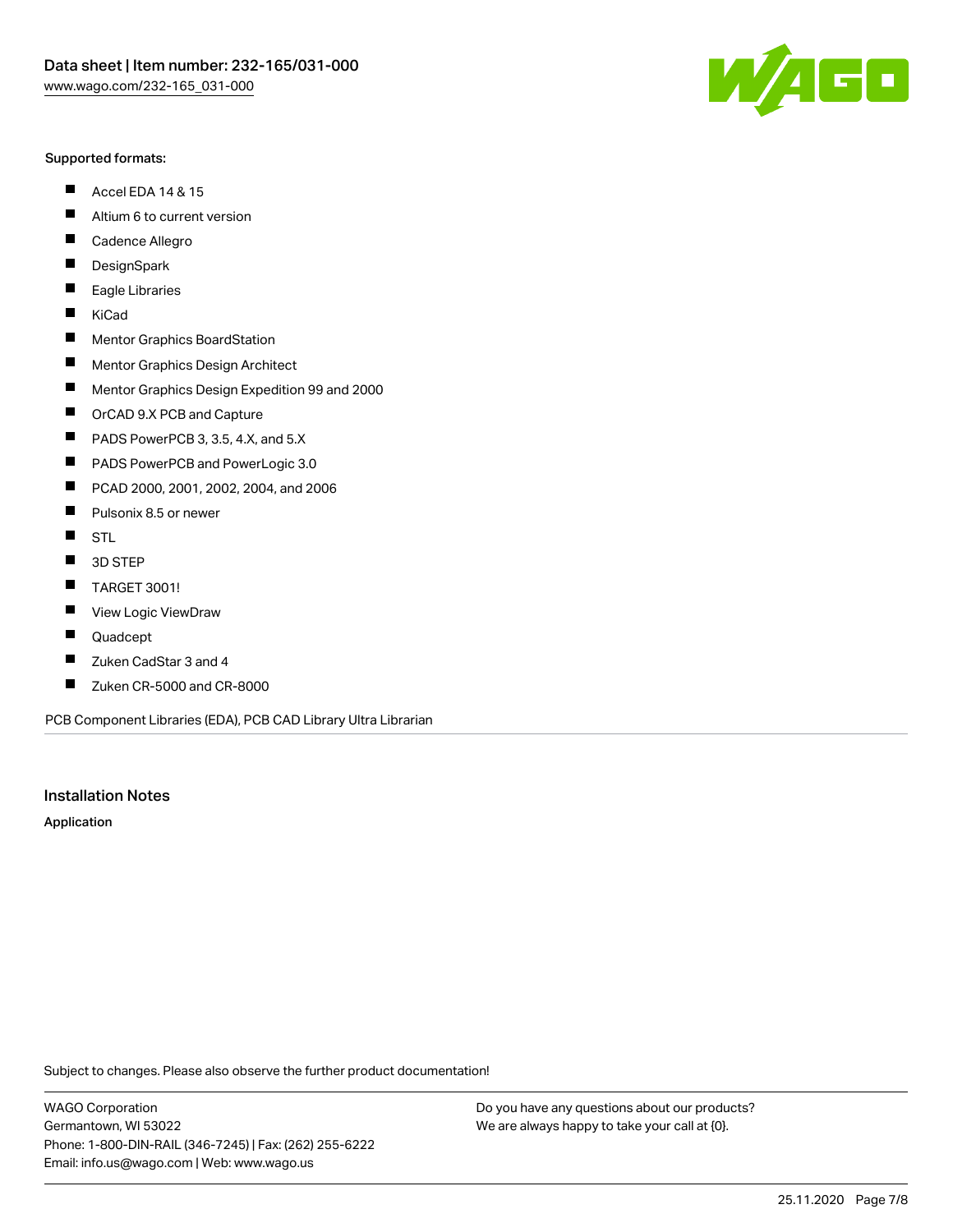Supported formats:

- Accel EDA 14 & 15
- Altium 6 to current version
- Cadence Allegro
- DesignSpark
- Eagle Libraries
- KiCad
- Mentor Graphics BoardStation
- Mentor Graphics Design Architect
- Mentor Graphics Design Expedition 99 and 2000
- OrCAD 9.X PCB and Capture
- PADS PowerPCB 3, 3.5, 4.X, and 5.X
- PADS PowerPCB and PowerLogic 3.0
- PCAD 2000, 2001, 2002, 2004, and 2006
- Pulsonix 8.5 or newer
- STL
- 3D STEP
- TARGET 3001!
- View Logic ViewDraw
- Quadcept
- Zuken CadStar 3 and 4
- Zuken CR-5000 and CR-8000

PCB Component Libraries (EDA), PCB CAD Library Ultra Librarian

## Installation Notes

**Application**

Subject to changes. Please also observe the further product documentation!

WAGO Corporation
Germantown, WI 53022
Phone: 1-800-DIN-RAIL (346-7245) | Fax: (262) 255-6222
Email: info.us@wago.com | Web: www.wago.us

Do you have any questions about our products?
We are always happy to take your call at {0}.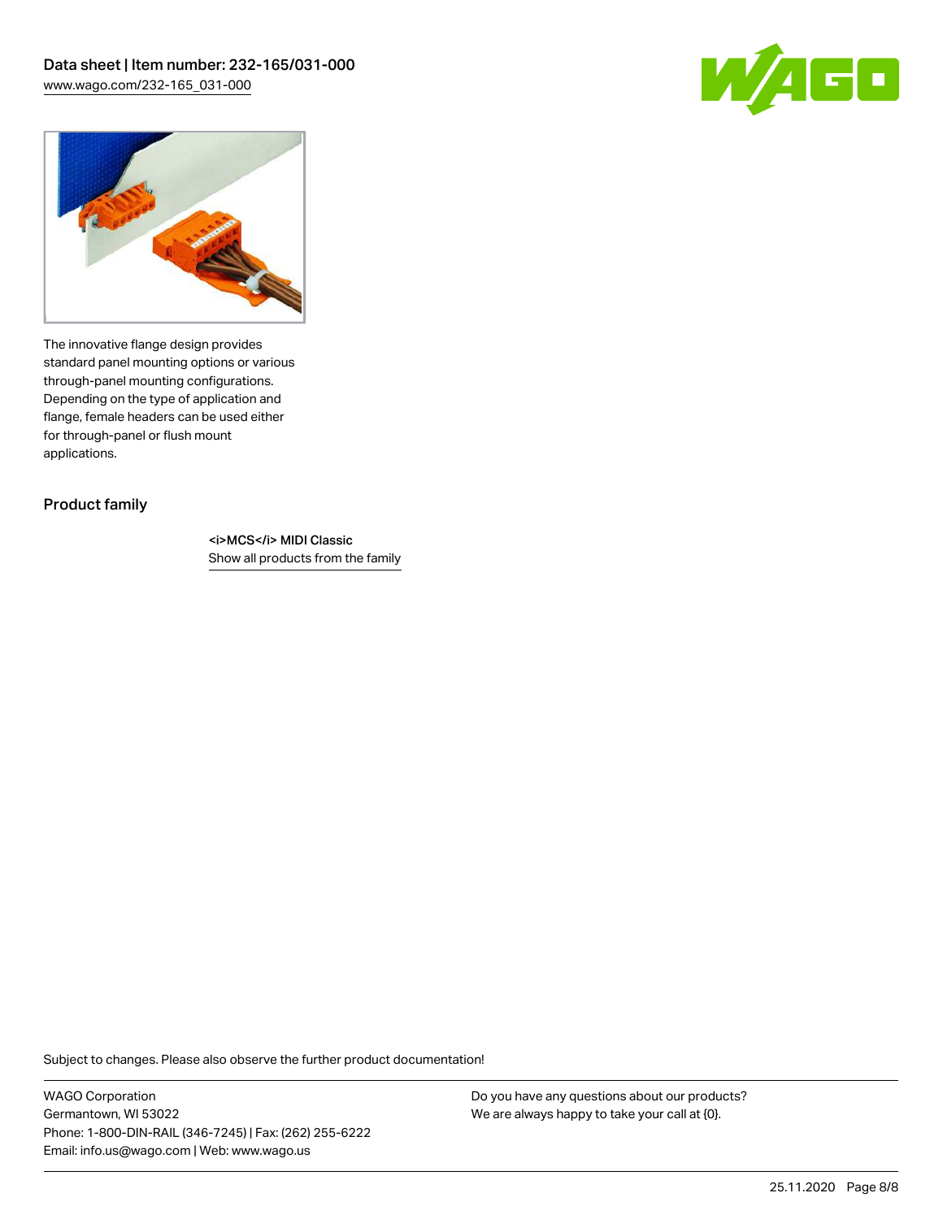The innovative flange design provides standard panel mounting options or various through-panel mounting configurations. Depending on the type of application and flange, female headers can be used either for through-panel or flush mount applications.

## Product family

<i>MCS</i> MIDI Classic
Show all products from the family

Subject to changes. Please also observe the further product documentation!

WAGO Corporation
Germantown, WI 53022
Phone: 1-800-DIN-RAIL (346-7245) | Fax: (262) 255-6222
Email: info.us@wago.com | Web: www.wago.us

Do you have any questions about our products?
We are always happy to take your call at {0}.